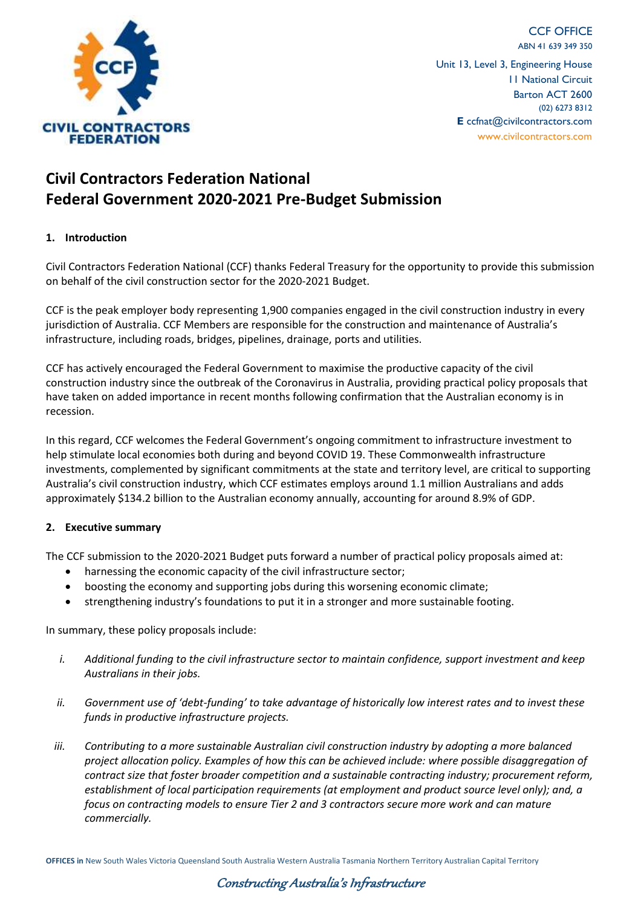CCF OFFICE
ABN 41 639 349 350

Unit 13, Level 3, Engineering House
11 National Circuit
Barton ACT 2600
(02) 6273 8312
**E** ccfnat@civilcontractors.com
www.civilcontractors.com

# Civil Contractors Federation National
# Federal Government 2020-2021 Pre-Budget Submission

## 1. Introduction

Civil Contractors Federation National (CCF) thanks Federal Treasury for the opportunity to provide this submission on behalf of the civil construction sector for the 2020-2021 Budget.

CCF is the peak employer body representing 1,900 companies engaged in the civil construction industry in every jurisdiction of Australia. CCF Members are responsible for the construction and maintenance of Australia's infrastructure, including roads, bridges, pipelines, drainage, ports and utilities.

CCF has actively encouraged the Federal Government to maximise the productive capacity of the civil construction industry since the outbreak of the Coronavirus in Australia, providing practical policy proposals that have taken on added importance in recent months following confirmation that the Australian economy is in recession.

In this regard, CCF welcomes the Federal Government's ongoing commitment to infrastructure investment to help stimulate local economies both during and beyond COVID 19. These Commonwealth infrastructure investments, complemented by significant commitments at the state and territory level, are critical to supporting Australia's civil construction industry, which CCF estimates employs around 1.1 million Australians and adds approximately $134.2 billion to the Australian economy annually, accounting for around 8.9% of GDP.

## 2. Executive summary

The CCF submission to the 2020-2021 Budget puts forward a number of practical policy proposals aimed at:

- harnessing the economic capacity of the civil infrastructure sector;
- boosting the economy and supporting jobs during this worsening economic climate;
- strengthening industry's foundations to put it in a stronger and more sustainable footing.

In summary, these policy proposals include:

i. *Additional funding to the civil infrastructure sector to maintain confidence, support investment and keep Australians in their jobs.*

ii. *Government use of 'debt-funding' to take advantage of historically low interest rates and to invest these funds in productive infrastructure projects.*

iii. *Contributing to a more sustainable Australian civil construction industry by adopting a more balanced project allocation policy. Examples of how this can be achieved include: where possible disaggregation of contract size that foster broader competition and a sustainable contracting industry; procurement reform, establishment of local participation requirements (at employment and product source level only); and, a focus on contracting models to ensure Tier 2 and 3 contractors secure more work and can mature commercially.*

**OFFICES in** New South Wales Victoria Queensland South Australia Western Australia Tasmania Northern Territory Australian Capital Territory

*Constructing Australia's Infrastructure*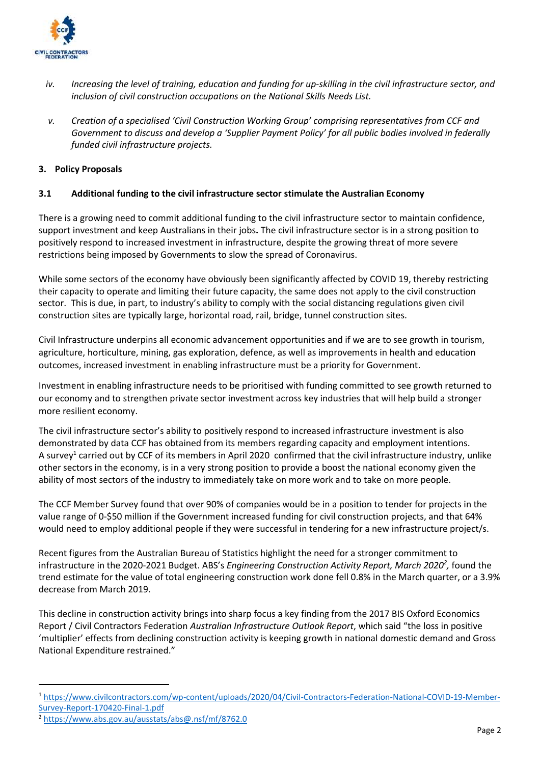iv. *Increasing the level of training, education and funding for up-skilling in the civil infrastructure sector, and inclusion of civil construction occupations on the National Skills Needs List.*

v. *Creation of a specialised 'Civil Construction Working Group' comprising representatives from CCF and Government to discuss and develop a 'Supplier Payment Policy' for all public bodies involved in federally funded civil infrastructure projects.*

## 3. Policy Proposals

### 3.1 Additional funding to the civil infrastructure sector stimulate the Australian Economy

There is a growing need to commit additional funding to the civil infrastructure sector to maintain confidence, support investment and keep Australians in their jobs**.** The civil infrastructure sector is in a strong position to positively respond to increased investment in infrastructure, despite the growing threat of more severe restrictions being imposed by Governments to slow the spread of Coronavirus.

While some sectors of the economy have obviously been significantly affected by COVID 19, thereby restricting their capacity to operate and limiting their future capacity, the same does not apply to the civil construction sector. This is due, in part, to industry's ability to comply with the social distancing regulations given civil construction sites are typically large, horizontal road, rail, bridge, tunnel construction sites.

Civil Infrastructure underpins all economic advancement opportunities and if we are to see growth in tourism, agriculture, horticulture, mining, gas exploration, defence, as well as improvements in health and education outcomes, increased investment in enabling infrastructure must be a priority for Government.

Investment in enabling infrastructure needs to be prioritised with funding committed to see growth returned to our economy and to strengthen private sector investment across key industries that will help build a stronger more resilient economy.

The civil infrastructure sector's ability to positively respond to increased infrastructure investment is also demonstrated by data CCF has obtained from its members regarding capacity and employment intentions. A survey[1] carried out by CCF of its members in April 2020 confirmed that the civil infrastructure industry, unlike other sectors in the economy, is in a very strong position to provide a boost the national economy given the ability of most sectors of the industry to immediately take on more work and to take on more people.

The CCF Member Survey found that over 90% of companies would be in a position to tender for projects in the value range of 0-$50 million if the Government increased funding for civil construction projects, and that 64% would need to employ additional people if they were successful in tendering for a new infrastructure project/s.

Recent figures from the Australian Bureau of Statistics highlight the need for a stronger commitment to infrastructure in the 2020-2021 Budget. ABS's *Engineering Construction Activity Report, March 2020*[2], found the trend estimate for the value of total engineering construction work done fell 0.8% in the March quarter, or a 3.9% decrease from March 2019.

This decline in construction activity brings into sharp focus a key finding from the 2017 BIS Oxford Economics Report / Civil Contractors Federation *Australian Infrastructure Outlook Report*, which said "the loss in positive 'multiplier' effects from declining construction activity is keeping growth in national domestic demand and Gross National Expenditure restrained."

---

[1] https://www.civilcontractors.com/wp-content/uploads/2020/04/Civil-Contractors-Federation-National-COVID-19-Member-Survey-Report-170420-Final-1.pdf

[2] https://www.abs.gov.au/ausstats/abs@.nsf/mf/8762.0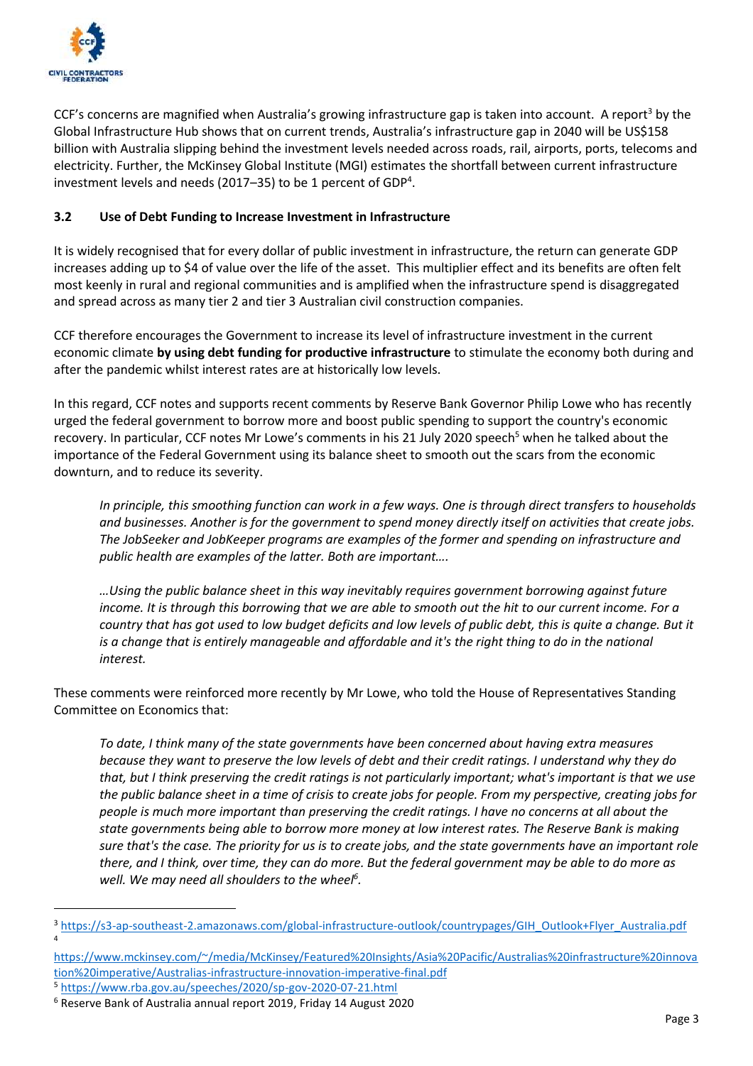CCF's concerns are magnified when Australia's growing infrastructure gap is taken into account. A report[3] by the Global Infrastructure Hub shows that on current trends, Australia's infrastructure gap in 2040 will be US$158 billion with Australia slipping behind the investment levels needed across roads, rail, airports, ports, telecoms and electricity. Further, the McKinsey Global Institute (MGI) estimates the shortfall between current infrastructure investment levels and needs (2017–35) to be 1 percent of GDP[4].

### 3.2 Use of Debt Funding to Increase Investment in Infrastructure

It is widely recognised that for every dollar of public investment in infrastructure, the return can generate GDP increases adding up to $4 of value over the life of the asset. This multiplier effect and its benefits are often felt most keenly in rural and regional communities and is amplified when the infrastructure spend is disaggregated and spread across as many tier 2 and tier 3 Australian civil construction companies.

CCF therefore encourages the Government to increase its level of infrastructure investment in the current economic climate **by using debt funding for productive infrastructure** to stimulate the economy both during and after the pandemic whilst interest rates are at historically low levels.

In this regard, CCF notes and supports recent comments by Reserve Bank Governor Philip Lowe who has recently urged the federal government to borrow more and boost public spending to support the country's economic recovery. In particular, CCF notes Mr Lowe's comments in his 21 July 2020 speech[5] when he talked about the importance of the Federal Government using its balance sheet to smooth out the scars from the economic downturn, and to reduce its severity.

> *In principle, this smoothing function can work in a few ways. One is through direct transfers to households and businesses. Another is for the government to spend money directly itself on activities that create jobs. The JobSeeker and JobKeeper programs are examples of the former and spending on infrastructure and public health are examples of the latter. Both are important….*
>
> *…Using the public balance sheet in this way inevitably requires government borrowing against future income. It is through this borrowing that we are able to smooth out the hit to our current income. For a country that has got used to low budget deficits and low levels of public debt, this is quite a change. But it is a change that is entirely manageable and affordable and it's the right thing to do in the national interest.*

These comments were reinforced more recently by Mr Lowe, who told the House of Representatives Standing Committee on Economics that:

> *To date, I think many of the state governments have been concerned about having extra measures because they want to preserve the low levels of debt and their credit ratings. I understand why they do that, but I think preserving the credit ratings is not particularly important; what's important is that we use the public balance sheet in a time of crisis to create jobs for people. From my perspective, creating jobs for people is much more important than preserving the credit ratings. I have no concerns at all about the state governments being able to borrow more money at low interest rates. The Reserve Bank is making sure that's the case. The priority for us is to create jobs, and the state governments have an important role there, and I think, over time, they can do more. But the federal government may be able to do more as well. We may need all shoulders to the wheel[6].*

---

[3] https://s3-ap-southeast-2.amazonaws.com/global-infrastructure-outlook/countrypages/GIH_Outlook+Flyer_Australia.pdf

[4] https://www.mckinsey.com/~/media/McKinsey/Featured%20Insights/Asia%20Pacific/Australias%20infrastructure%20innovation%20imperative/Australias-infrastructure-innovation-imperative-final.pdf

[5] https://www.rba.gov.au/speeches/2020/sp-gov-2020-07-21.html

[6] Reserve Bank of Australia annual report 2019, Friday 14 August 2020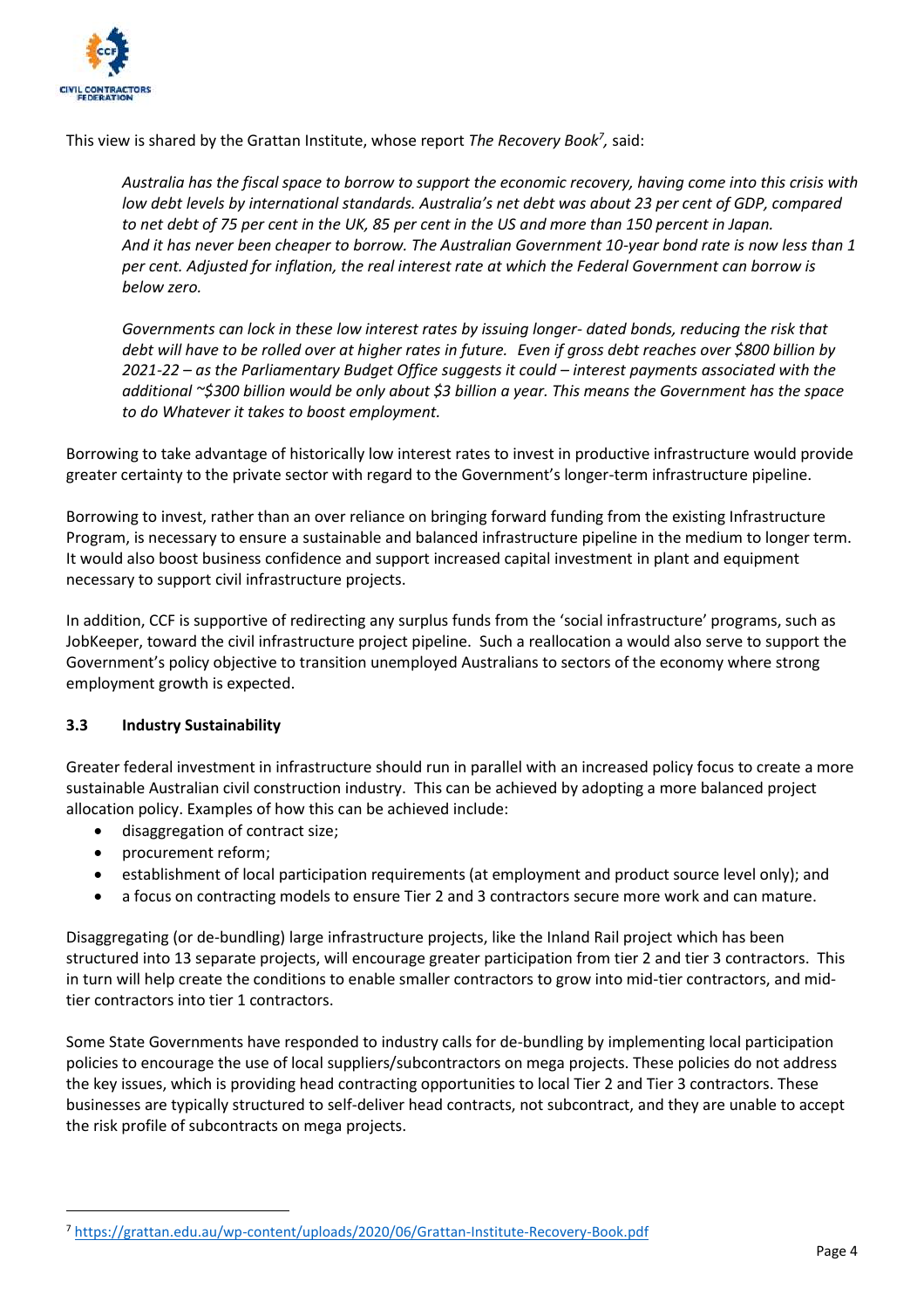This view is shared by the Grattan Institute, whose report *The Recovery Book*[7], said:

> *Australia has the fiscal space to borrow to support the economic recovery, having come into this crisis with low debt levels by international standards. Australia's net debt was about 23 per cent of GDP, compared to net debt of 75 per cent in the UK, 85 per cent in the US and more than 150 percent in Japan. And it has never been cheaper to borrow. The Australian Government 10-year bond rate is now less than 1 per cent. Adjusted for inflation, the real interest rate at which the Federal Government can borrow is below zero.*
>
> *Governments can lock in these low interest rates by issuing longer- dated bonds, reducing the risk that debt will have to be rolled over at higher rates in future. Even if gross debt reaches over $800 billion by 2021-22 – as the Parliamentary Budget Office suggests it could – interest payments associated with the additional ~$300 billion would be only about $3 billion a year. This means the Government has the space to do Whatever it takes to boost employment.*

Borrowing to take advantage of historically low interest rates to invest in productive infrastructure would provide greater certainty to the private sector with regard to the Government's longer-term infrastructure pipeline.

Borrowing to invest, rather than an over reliance on bringing forward funding from the existing Infrastructure Program, is necessary to ensure a sustainable and balanced infrastructure pipeline in the medium to longer term. It would also boost business confidence and support increased capital investment in plant and equipment necessary to support civil infrastructure projects.

In addition, CCF is supportive of redirecting any surplus funds from the 'social infrastructure' programs, such as JobKeeper, toward the civil infrastructure project pipeline. Such a reallocation a would also serve to support the Government's policy objective to transition unemployed Australians to sectors of the economy where strong employment growth is expected.

### 3.3 Industry Sustainability

Greater federal investment in infrastructure should run in parallel with an increased policy focus to create a more sustainable Australian civil construction industry. This can be achieved by adopting a more balanced project allocation policy. Examples of how this can be achieved include:

- disaggregation of contract size;
- procurement reform;
- establishment of local participation requirements (at employment and product source level only); and
- a focus on contracting models to ensure Tier 2 and 3 contractors secure more work and can mature.

Disaggregating (or de-bundling) large infrastructure projects, like the Inland Rail project which has been structured into 13 separate projects, will encourage greater participation from tier 2 and tier 3 contractors. This in turn will help create the conditions to enable smaller contractors to grow into mid-tier contractors, and mid-tier contractors into tier 1 contractors.

Some State Governments have responded to industry calls for de-bundling by implementing local participation policies to encourage the use of local suppliers/subcontractors on mega projects. These policies do not address the key issues, which is providing head contracting opportunities to local Tier 2 and Tier 3 contractors. These businesses are typically structured to self-deliver head contracts, not subcontract, and they are unable to accept the risk profile of subcontracts on mega projects.

---

[7] https://grattan.edu.au/wp-content/uploads/2020/06/Grattan-Institute-Recovery-Book.pdf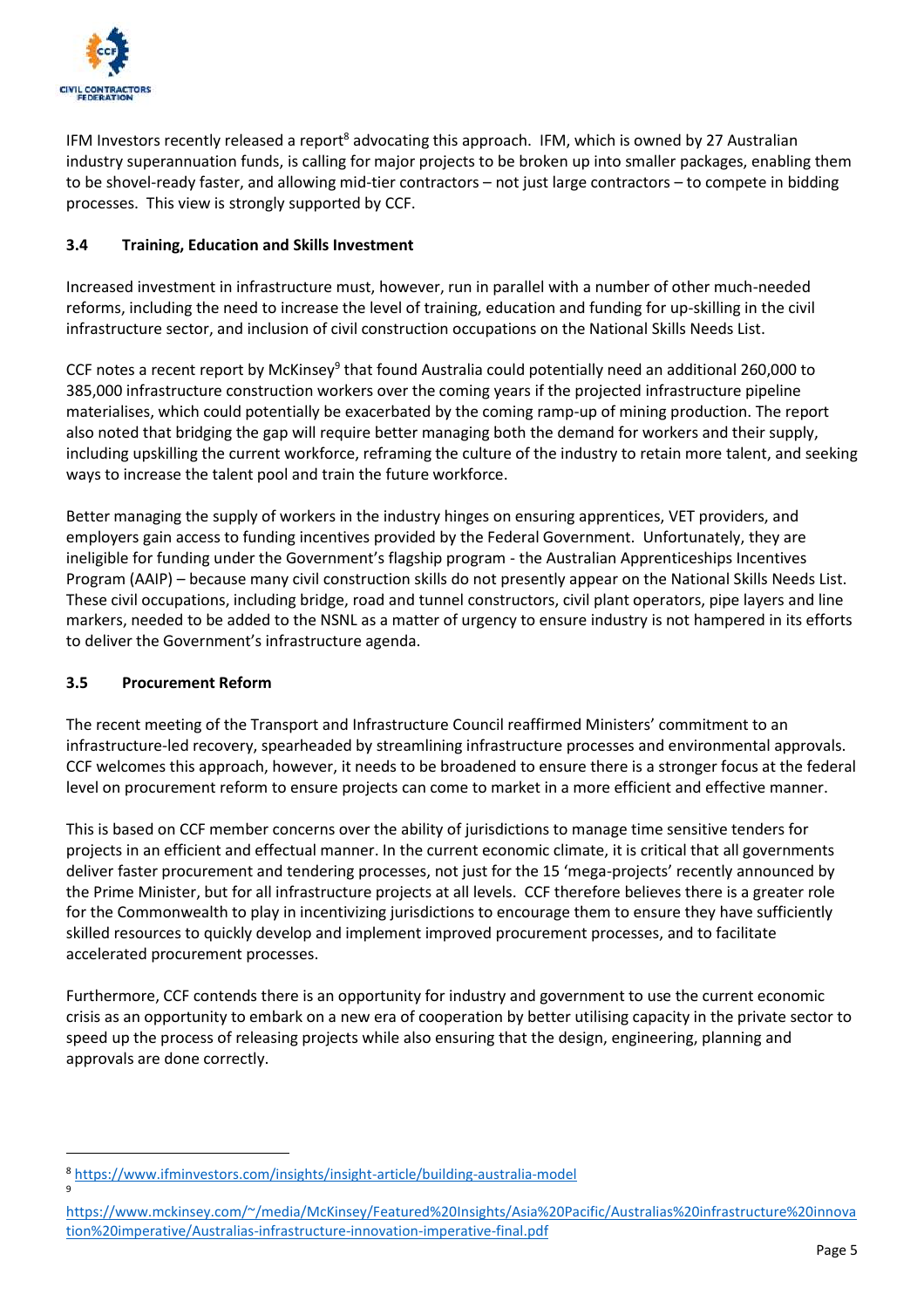IFM Investors recently released a report[8] advocating this approach. IFM, which is owned by 27 Australian industry superannuation funds, is calling for major projects to be broken up into smaller packages, enabling them to be shovel-ready faster, and allowing mid-tier contractors – not just large contractors – to compete in bidding processes. This view is strongly supported by CCF.

### 3.4 Training, Education and Skills Investment

Increased investment in infrastructure must, however, run in parallel with a number of other much-needed reforms, including the need to increase the level of training, education and funding for up-skilling in the civil infrastructure sector, and inclusion of civil construction occupations on the National Skills Needs List.

CCF notes a recent report by McKinsey[9] that found Australia could potentially need an additional 260,000 to 385,000 infrastructure construction workers over the coming years if the projected infrastructure pipeline materialises, which could potentially be exacerbated by the coming ramp-up of mining production. The report also noted that bridging the gap will require better managing both the demand for workers and their supply, including upskilling the current workforce, reframing the culture of the industry to retain more talent, and seeking ways to increase the talent pool and train the future workforce.

Better managing the supply of workers in the industry hinges on ensuring apprentices, VET providers, and employers gain access to funding incentives provided by the Federal Government. Unfortunately, they are ineligible for funding under the Government's flagship program - the Australian Apprenticeships Incentives Program (AAIP) – because many civil construction skills do not presently appear on the National Skills Needs List. These civil occupations, including bridge, road and tunnel constructors, civil plant operators, pipe layers and line markers, needed to be added to the NSNL as a matter of urgency to ensure industry is not hampered in its efforts to deliver the Government's infrastructure agenda.

### 3.5 Procurement Reform

The recent meeting of the Transport and Infrastructure Council reaffirmed Ministers' commitment to an infrastructure-led recovery, spearheaded by streamlining infrastructure processes and environmental approvals. CCF welcomes this approach, however, it needs to be broadened to ensure there is a stronger focus at the federal level on procurement reform to ensure projects can come to market in a more efficient and effective manner.

This is based on CCF member concerns over the ability of jurisdictions to manage time sensitive tenders for projects in an efficient and effectual manner. In the current economic climate, it is critical that all governments deliver faster procurement and tendering processes, not just for the 15 'mega-projects' recently announced by the Prime Minister, but for all infrastructure projects at all levels. CCF therefore believes there is a greater role for the Commonwealth to play in incentivizing jurisdictions to encourage them to ensure they have sufficiently skilled resources to quickly develop and implement improved procurement processes, and to facilitate accelerated procurement processes.

Furthermore, CCF contends there is an opportunity for industry and government to use the current economic crisis as an opportunity to embark on a new era of cooperation by better utilising capacity in the private sector to speed up the process of releasing projects while also ensuring that the design, engineering, planning and approvals are done correctly.

---

[8] https://www.ifminvestors.com/insights/insight-article/building-australia-model

[9] https://www.mckinsey.com/~/media/McKinsey/Featured%20Insights/Asia%20Pacific/Australias%20infrastructure%20innovation%20imperative/Australias-infrastructure-innovation-imperative-final.pdf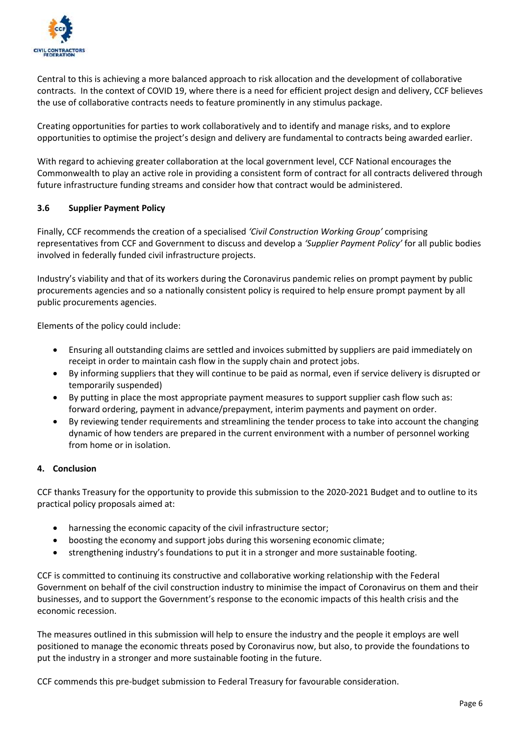Central to this is achieving a more balanced approach to risk allocation and the development of collaborative contracts. In the context of COVID 19, where there is a need for efficient project design and delivery, CCF believes the use of collaborative contracts needs to feature prominently in any stimulus package.

Creating opportunities for parties to work collaboratively and to identify and manage risks, and to explore opportunities to optimise the project's design and delivery are fundamental to contracts being awarded earlier.

With regard to achieving greater collaboration at the local government level, CCF National encourages the Commonwealth to play an active role in providing a consistent form of contract for all contracts delivered through future infrastructure funding streams and consider how that contract would be administered.

### 3.6 Supplier Payment Policy

Finally, CCF recommends the creation of a specialised *'Civil Construction Working Group'* comprising representatives from CCF and Government to discuss and develop a *'Supplier Payment Policy'* for all public bodies involved in federally funded civil infrastructure projects.

Industry's viability and that of its workers during the Coronavirus pandemic relies on prompt payment by public procurements agencies and so a nationally consistent policy is required to help ensure prompt payment by all public procurements agencies.

Elements of the policy could include:

- Ensuring all outstanding claims are settled and invoices submitted by suppliers are paid immediately on receipt in order to maintain cash flow in the supply chain and protect jobs.
- By informing suppliers that they will continue to be paid as normal, even if service delivery is disrupted or temporarily suspended)
- By putting in place the most appropriate payment measures to support supplier cash flow such as: forward ordering, payment in advance/prepayment, interim payments and payment on order.
- By reviewing tender requirements and streamlining the tender process to take into account the changing dynamic of how tenders are prepared in the current environment with a number of personnel working from home or in isolation.

## 4. Conclusion

CCF thanks Treasury for the opportunity to provide this submission to the 2020-2021 Budget and to outline to its practical policy proposals aimed at:

- harnessing the economic capacity of the civil infrastructure sector;
- boosting the economy and support jobs during this worsening economic climate;
- strengthening industry's foundations to put it in a stronger and more sustainable footing.

CCF is committed to continuing its constructive and collaborative working relationship with the Federal Government on behalf of the civil construction industry to minimise the impact of Coronavirus on them and their businesses, and to support the Government's response to the economic impacts of this health crisis and the economic recession.

The measures outlined in this submission will help to ensure the industry and the people it employs are well positioned to manage the economic threats posed by Coronavirus now, but also, to provide the foundations to put the industry in a stronger and more sustainable footing in the future.

CCF commends this pre-budget submission to Federal Treasury for favourable consideration.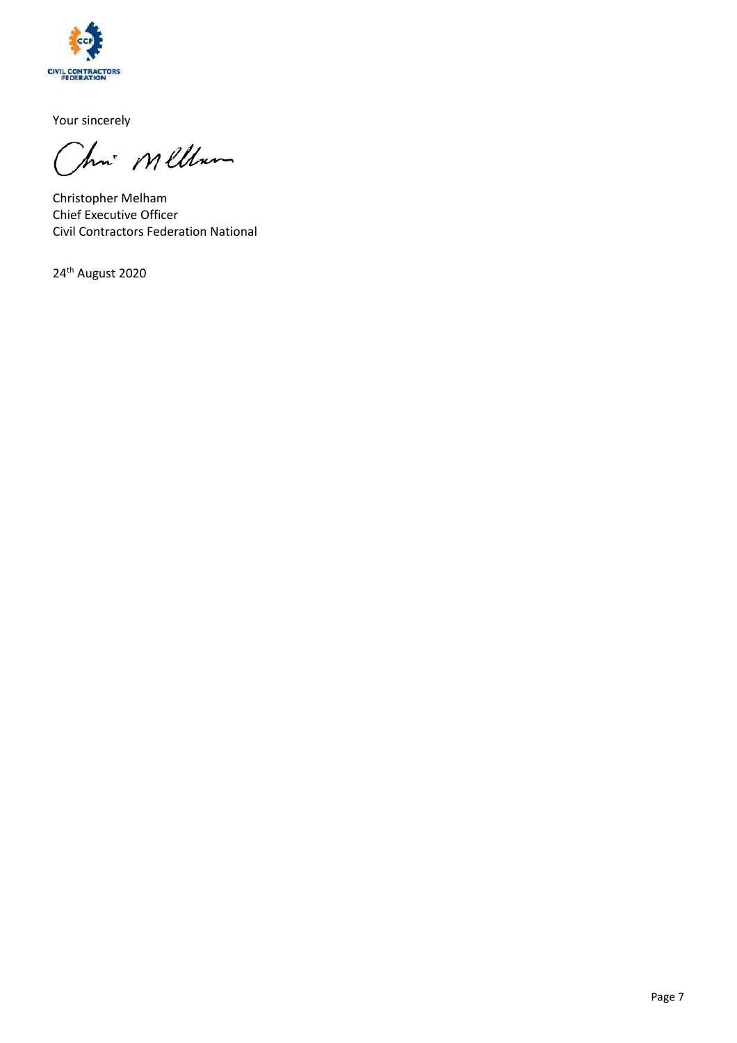Your sincerely

Christopher Melham
Chief Executive Officer
Civil Contractors Federation National

24th August 2020